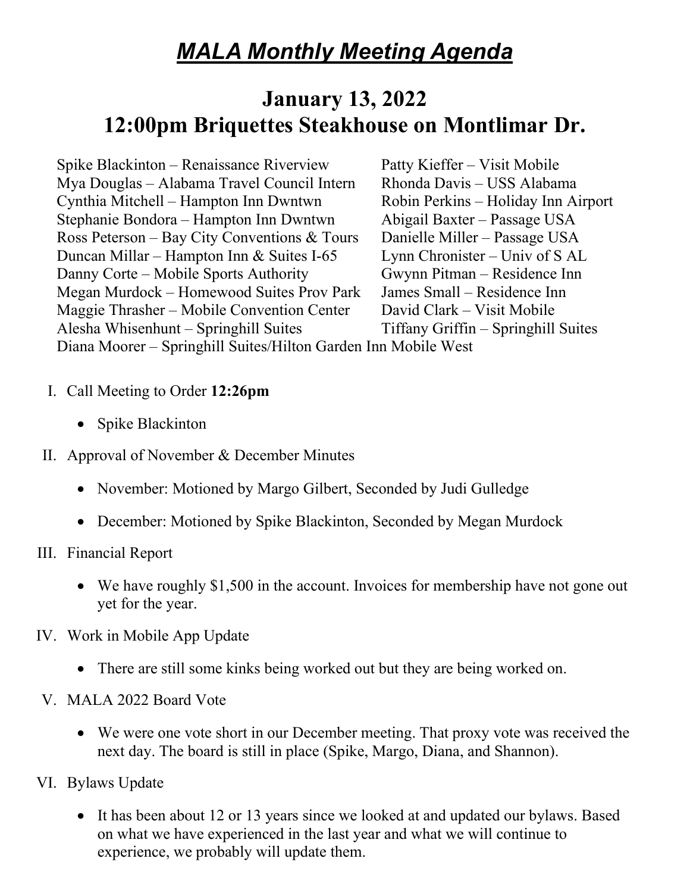# ***MALA Monthly Meeting Agenda***

## January 13, 2022
## 12:00pm Briquettes Steakhouse on Montlimar Dr.

Spike Blackinton – Renaissance Riverview
Mya Douglas – Alabama Travel Council Intern
Cynthia Mitchell – Hampton Inn Dwntwn
Stephanie Bondora – Hampton Inn Dwntwn
Ross Peterson – Bay City Conventions & Tours
Duncan Millar – Hampton Inn & Suites I-65
Danny Corte – Mobile Sports Authority
Megan Murdock – Homewood Suites Prov Park
Maggie Thrasher – Mobile Convention Center
Alesha Whisenhunt – Springhill Suites
Patty Kieffer – Visit Mobile
Rhonda Davis – USS Alabama
Robin Perkins – Holiday Inn Airport
Abigail Baxter – Passage USA
Danielle Miller – Passage USA
Lynn Chronister – Univ of S AL
Gwynn Pitman – Residence Inn
James Small – Residence Inn
David Clark – Visit Mobile
Tiffany Griffin – Springhill Suites
Diana Moorer – Springhill Suites/Hilton Garden Inn Mobile West

I. Call Meeting to Order **12:26pm**
   - Spike Blackinton

II. Approval of November & December Minutes
   - November: Motioned by Margo Gilbert, Seconded by Judi Gulledge
   - December: Motioned by Spike Blackinton, Seconded by Megan Murdock

III. Financial Report
   - We have roughly $1,500 in the account. Invoices for membership have not gone out yet for the year.

IV. Work in Mobile App Update
   - There are still some kinks being worked out but they are being worked on.

V. MALA 2022 Board Vote
   - We were one vote short in our December meeting. That proxy vote was received the next day. The board is still in place (Spike, Margo, Diana, and Shannon).

VI. Bylaws Update
   - It has been about 12 or 13 years since we looked at and updated our bylaws. Based on what we have experienced in the last year and what we will continue to experience, we probably will update them.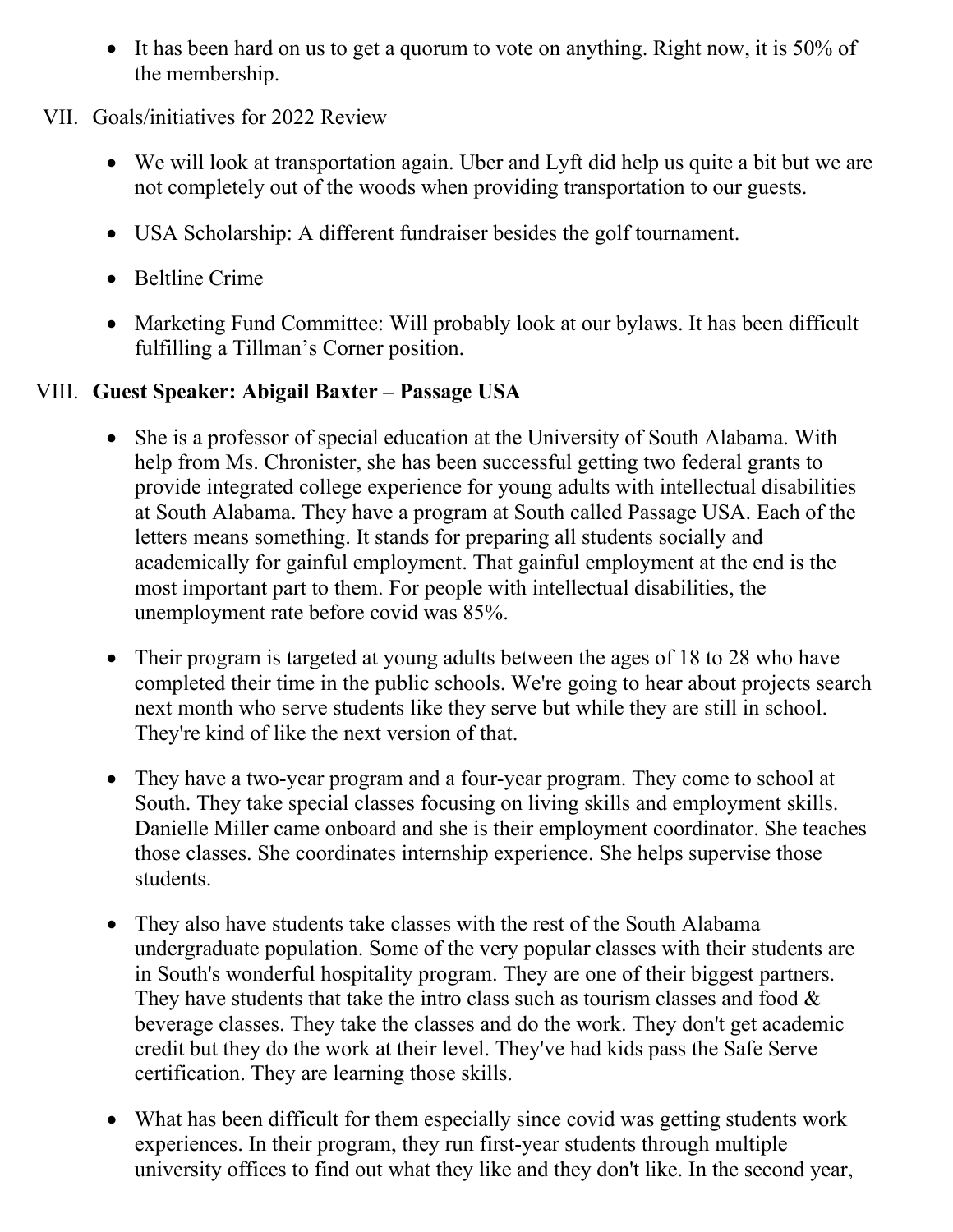- It has been hard on us to get a quorum to vote on anything. Right now, it is 50% of the membership.

VII. Goals/initiatives for 2022 Review

- We will look at transportation again. Uber and Lyft did help us quite a bit but we are not completely out of the woods when providing transportation to our guests.
- USA Scholarship: A different fundraiser besides the golf tournament.
- Beltline Crime
- Marketing Fund Committee: Will probably look at our bylaws. It has been difficult fulfilling a Tillman's Corner position.

VIII. **Guest Speaker: Abigail Baxter – Passage USA**

- She is a professor of special education at the University of South Alabama. With help from Ms. Chronister, she has been successful getting two federal grants to provide integrated college experience for young adults with intellectual disabilities at South Alabama. They have a program at South called Passage USA. Each of the letters means something. It stands for preparing all students socially and academically for gainful employment. That gainful employment at the end is the most important part to them. For people with intellectual disabilities, the unemployment rate before covid was 85%.
- Their program is targeted at young adults between the ages of 18 to 28 who have completed their time in the public schools. We're going to hear about projects search next month who serve students like they serve but while they are still in school. They're kind of like the next version of that.
- They have a two-year program and a four-year program. They come to school at South. They take special classes focusing on living skills and employment skills. Danielle Miller came onboard and she is their employment coordinator. She teaches those classes. She coordinates internship experience. She helps supervise those students.
- They also have students take classes with the rest of the South Alabama undergraduate population. Some of the very popular classes with their students are in South's wonderful hospitality program. They are one of their biggest partners. They have students that take the intro class such as tourism classes and food & beverage classes. They take the classes and do the work. They don't get academic credit but they do the work at their level. They've had kids pass the Safe Serve certification. They are learning those skills.
- What has been difficult for them especially since covid was getting students work experiences. In their program, they run first-year students through multiple university offices to find out what they like and they don't like. In the second year,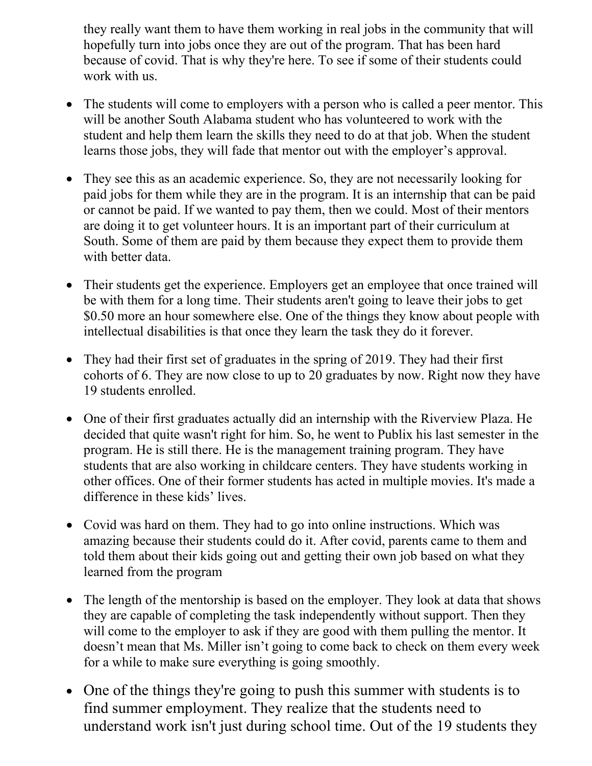they really want them to have them working in real jobs in the community that will hopefully turn into jobs once they are out of the program. That has been hard because of covid. That is why they're here. To see if some of their students could work with us.

- The students will come to employers with a person who is called a peer mentor. This will be another South Alabama student who has volunteered to work with the student and help them learn the skills they need to do at that job. When the student learns those jobs, they will fade that mentor out with the employer's approval.

- They see this as an academic experience. So, they are not necessarily looking for paid jobs for them while they are in the program. It is an internship that can be paid or cannot be paid. If we wanted to pay them, then we could. Most of their mentors are doing it to get volunteer hours. It is an important part of their curriculum at South. Some of them are paid by them because they expect them to provide them with better data.

- Their students get the experience. Employers get an employee that once trained will be with them for a long time. Their students aren't going to leave their jobs to get $0.50 more an hour somewhere else. One of the things they know about people with intellectual disabilities is that once they learn the task they do it forever.

- They had their first set of graduates in the spring of 2019. They had their first cohorts of 6. They are now close to up to 20 graduates by now. Right now they have 19 students enrolled.

- One of their first graduates actually did an internship with the Riverview Plaza. He decided that quite wasn't right for him. So, he went to Publix his last semester in the program. He is still there. He is the management training program. They have students that are also working in childcare centers. They have students working in other offices. One of their former students has acted in multiple movies. It's made a difference in these kids' lives.

- Covid was hard on them. They had to go into online instructions. Which was amazing because their students could do it. After covid, parents came to them and told them about their kids going out and getting their own job based on what they learned from the program

- The length of the mentorship is based on the employer. They look at data that shows they are capable of completing the task independently without support. Then they will come to the employer to ask if they are good with them pulling the mentor. It doesn't mean that Ms. Miller isn't going to come back to check on them every week for a while to make sure everything is going smoothly.

- One of the things they're going to push this summer with students is to find summer employment. They realize that the students need to understand work isn't just during school time. Out of the 19 students they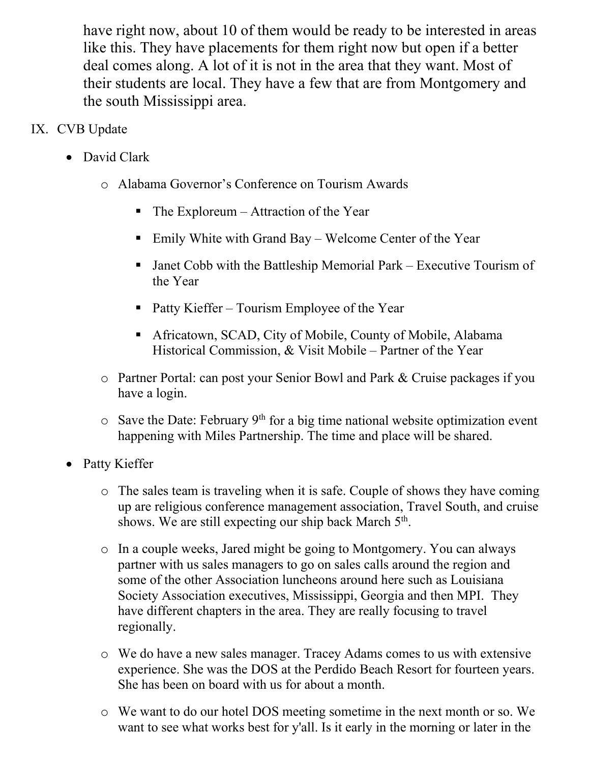have right now, about 10 of them would be ready to be interested in areas like this. They have placements for them right now but open if a better deal comes along. A lot of it is not in the area that they want. Most of their students are local. They have a few that are from Montgomery and the south Mississippi area.

IX. CVB Update

- David Clark
  - Alabama Governor's Conference on Tourism Awards
    - The Exploreum – Attraction of the Year
    - Emily White with Grand Bay – Welcome Center of the Year
    - Janet Cobb with the Battleship Memorial Park – Executive Tourism of the Year
    - Patty Kieffer – Tourism Employee of the Year
    - Africatown, SCAD, City of Mobile, County of Mobile, Alabama Historical Commission, & Visit Mobile – Partner of the Year
  - Partner Portal: can post your Senior Bowl and Park & Cruise packages if you have a login.
  - Save the Date: February 9th for a big time national website optimization event happening with Miles Partnership. The time and place will be shared.
- Patty Kieffer
  - The sales team is traveling when it is safe. Couple of shows they have coming up are religious conference management association, Travel South, and cruise shows. We are still expecting our ship back March 5th.
  - In a couple weeks, Jared might be going to Montgomery. You can always partner with us sales managers to go on sales calls around the region and some of the other Association luncheons around here such as Louisiana Society Association executives, Mississippi, Georgia and then MPI. They have different chapters in the area. They are really focusing to travel regionally.
  - We do have a new sales manager. Tracey Adams comes to us with extensive experience. She was the DOS at the Perdido Beach Resort for fourteen years. She has been on board with us for about a month.
  - We want to do our hotel DOS meeting sometime in the next month or so. We want to see what works best for y'all. Is it early in the morning or later in the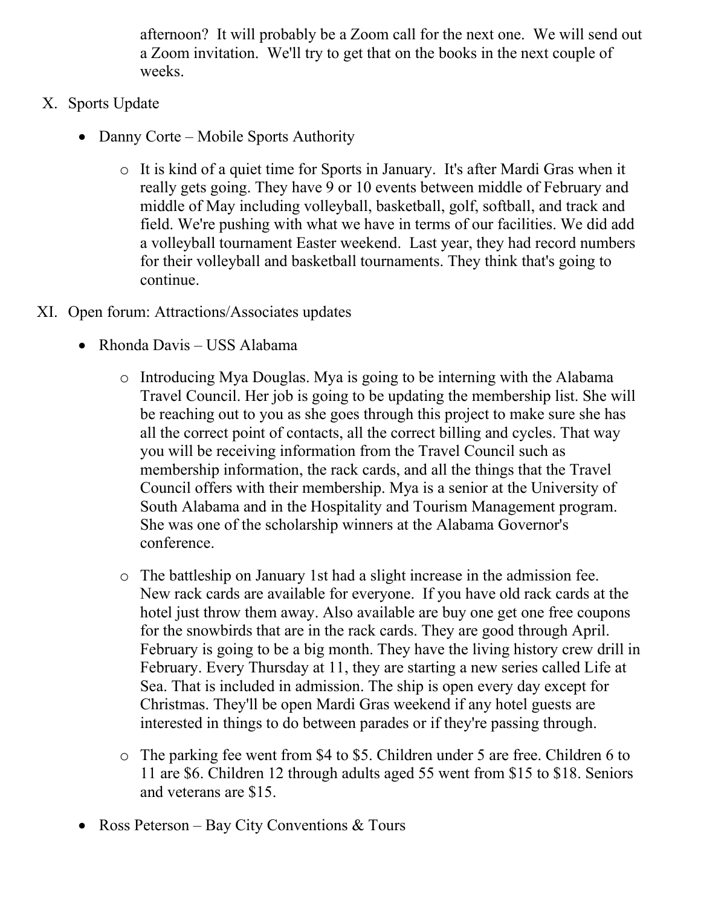afternoon? It will probably be a Zoom call for the next one. We will send out a Zoom invitation. We'll try to get that on the books in the next couple of weeks.

X. Sports Update

- Danny Corte – Mobile Sports Authority
  - It is kind of a quiet time for Sports in January. It's after Mardi Gras when it really gets going. They have 9 or 10 events between middle of February and middle of May including volleyball, basketball, golf, softball, and track and field. We're pushing with what we have in terms of our facilities. We did add a volleyball tournament Easter weekend. Last year, they had record numbers for their volleyball and basketball tournaments. They think that's going to continue.

XI. Open forum: Attractions/Associates updates

- Rhonda Davis – USS Alabama
  - Introducing Mya Douglas. Mya is going to be interning with the Alabama Travel Council. Her job is going to be updating the membership list. She will be reaching out to you as she goes through this project to make sure she has all the correct point of contacts, all the correct billing and cycles. That way you will be receiving information from the Travel Council such as membership information, the rack cards, and all the things that the Travel Council offers with their membership. Mya is a senior at the University of South Alabama and in the Hospitality and Tourism Management program. She was one of the scholarship winners at the Alabama Governor's conference.
  - The battleship on January 1st had a slight increase in the admission fee. New rack cards are available for everyone. If you have old rack cards at the hotel just throw them away. Also available are buy one get one free coupons for the snowbirds that are in the rack cards. They are good through April. February is going to be a big month. They have the living history crew drill in February. Every Thursday at 11, they are starting a new series called Life at Sea. That is included in admission. The ship is open every day except for Christmas. They'll be open Mardi Gras weekend if any hotel guests are interested in things to do between parades or if they're passing through.
  - The parking fee went from $4 to $5. Children under 5 are free. Children 6 to 11 are $6. Children 12 through adults aged 55 went from $15 to $18. Seniors and veterans are $15.
- Ross Peterson – Bay City Conventions & Tours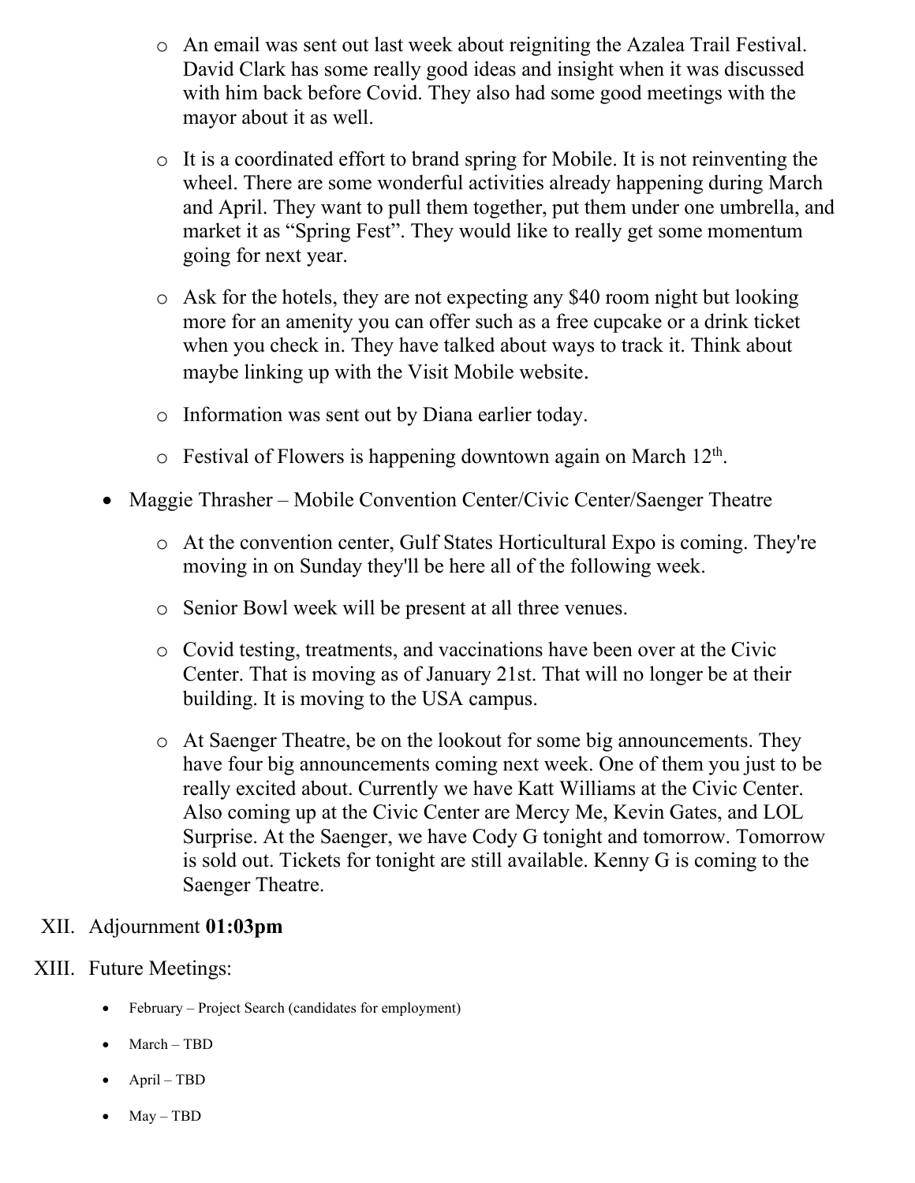- An email was sent out last week about reigniting the Azalea Trail Festival. David Clark has some really good ideas and insight when it was discussed with him back before Covid. They also had some good meetings with the mayor about it as well.
  - It is a coordinated effort to brand spring for Mobile. It is not reinventing the wheel. There are some wonderful activities already happening during March and April. They want to pull them together, put them under one umbrella, and market it as "Spring Fest". They would like to really get some momentum going for next year.
  - Ask for the hotels, they are not expecting any $40 room night but looking more for an amenity you can offer such as a free cupcake or a drink ticket when you check in. They have talked about ways to track it. Think about maybe linking up with the Visit Mobile website.
  - Information was sent out by Diana earlier today.
  - Festival of Flowers is happening downtown again on March 12th.
- Maggie Thrasher – Mobile Convention Center/Civic Center/Saenger Theatre
  - At the convention center, Gulf States Horticultural Expo is coming. They're moving in on Sunday they'll be here all of the following week.
  - Senior Bowl week will be present at all three venues.
  - Covid testing, treatments, and vaccinations have been over at the Civic Center. That is moving as of January 21st. That will no longer be at their building. It is moving to the USA campus.
  - At Saenger Theatre, be on the lookout for some big announcements. They have four big announcements coming next week. One of them you just to be really excited about. Currently we have Katt Williams at the Civic Center. Also coming up at the Civic Center are Mercy Me, Kevin Gates, and LOL Surprise. At the Saenger, we have Cody G tonight and tomorrow. Tomorrow is sold out. Tickets for tonight are still available. Kenny G is coming to the Saenger Theatre.

XII. Adjournment **01:03pm**

XIII. Future Meetings:

- February – Project Search (candidates for employment)
- March – TBD
- April – TBD
- May – TBD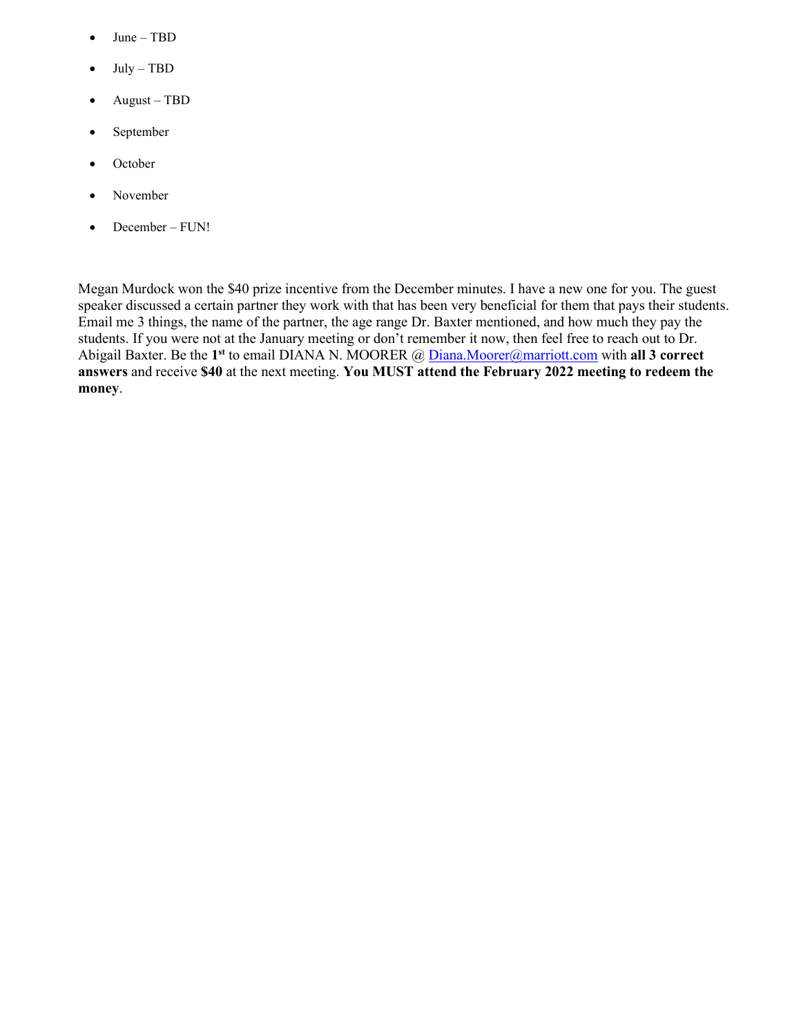- June – TBD
- July – TBD
- August – TBD
- September
- October
- November
- December – FUN!

Megan Murdock won the $40 prize incentive from the December minutes. I have a new one for you. The guest speaker discussed a certain partner they work with that has been very beneficial for them that pays their students. Email me 3 things, the name of the partner, the age range Dr. Baxter mentioned, and how much they pay the students. If you were not at the January meeting or don't remember it now, then feel free to reach out to Dr. Abigail Baxter. Be the **1st** to email DIANA N. MOORER @ Diana.Moorer@marriott.com with **all 3 correct answers** and receive **$40** at the next meeting. **You MUST attend the February 2022 meeting to redeem the money**.